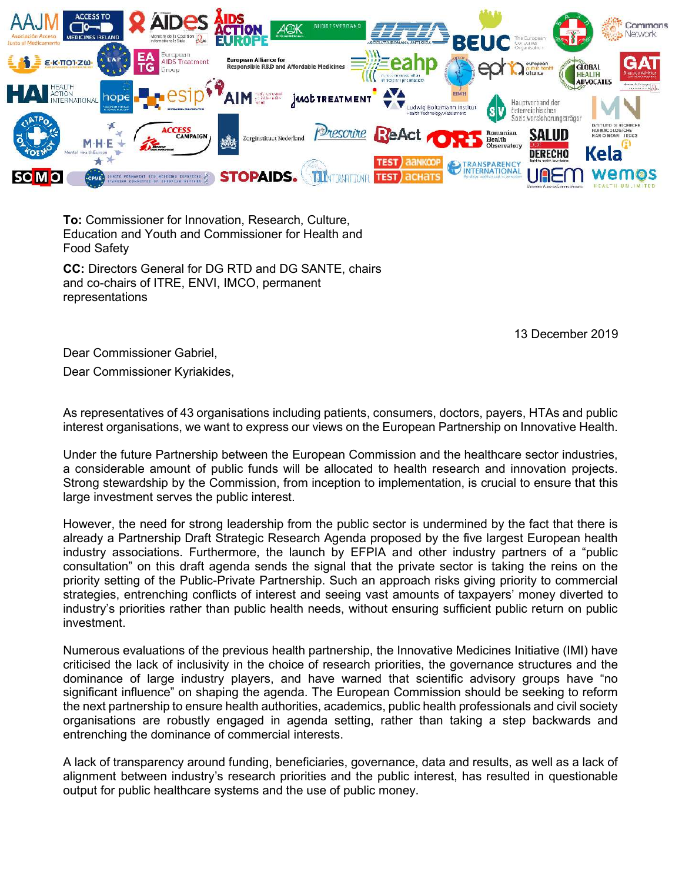**To:** Commissioner for Innovation, Research, Culture, Education and Youth and Commissioner for Health and Food Safety

**CC:** Directors General for DG RTD and DG SANTE, chairs and co-chairs of ITRE, ENVI, IMCO, permanent representations

13 December 2019

Dear Commissioner Gabriel,

Dear Commissioner Kyriakides,

As representatives of 43 organisations including patients, consumers, doctors, payers, HTAs and public interest organisations, we want to express our views on the European Partnership on Innovative Health.

Under the future Partnership between the European Commission and the healthcare sector industries, a considerable amount of public funds will be allocated to health research and innovation projects. Strong stewardship by the Commission, from inception to implementation, is crucial to ensure that this large investment serves the public interest.

However, the need for strong leadership from the public sector is undermined by the fact that there is already a Partnership Draft Strategic Research Agenda proposed by the five largest European health industry associations. Furthermore, the launch by EFPIA and other industry partners of a "public consultation" on this draft agenda sends the signal that the private sector is taking the reins on the priority setting of the Public-Private Partnership. Such an approach risks giving priority to commercial strategies, entrenching conflicts of interest and seeing vast amounts of taxpayers' money diverted to industry's priorities rather than public health needs, without ensuring sufficient public return on public investment.

Numerous evaluations of the previous health partnership, the Innovative Medicines Initiative (IMI) have criticised the lack of inclusivity in the choice of research priorities, the governance structures and the dominance of large industry players, and have warned that scientific advisory groups have "no significant influence" on shaping the agenda. The European Commission should be seeking to reform the next partnership to ensure health authorities, academics, public health professionals and civil society organisations are robustly engaged in agenda setting, rather than taking a step backwards and entrenching the dominance of commercial interests.

A lack of transparency around funding, beneficiaries, governance, data and results, as well as a lack of alignment between industry's research priorities and the public interest, has resulted in questionable output for public healthcare systems and the use of public money.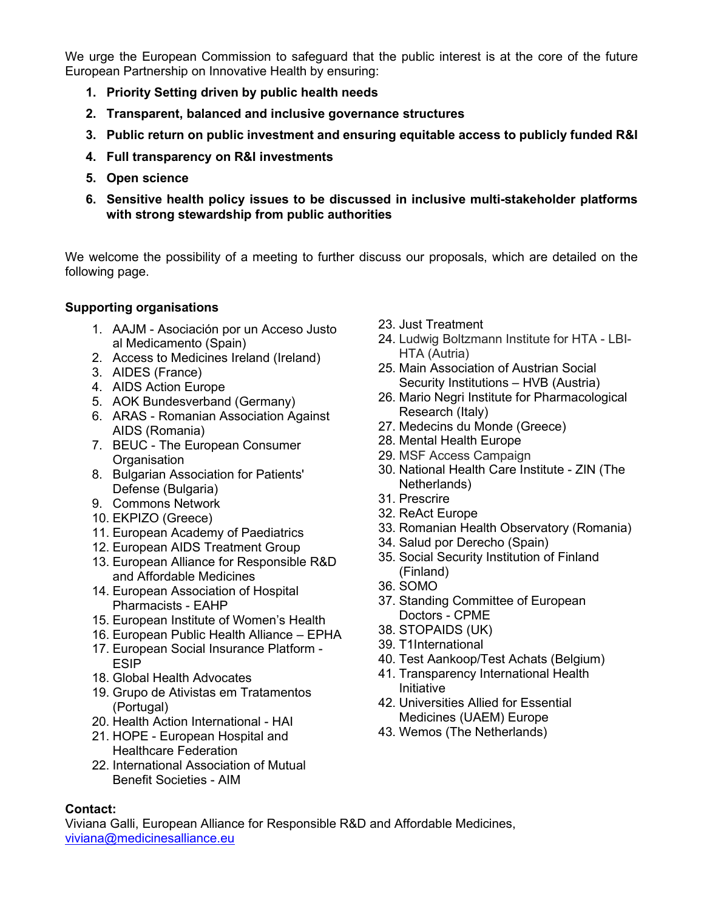We urge the European Commission to safeguard that the public interest is at the core of the future European Partnership on Innovative Health by ensuring:

1. **Priority Setting driven by public health needs**
2. **Transparent, balanced and inclusive governance structures**
3. **Public return on public investment and ensuring equitable access to publicly funded R&I**
4. **Full transparency on R&I investments**
5. **Open science**
6. **Sensitive health policy issues to be discussed in inclusive multi-stakeholder platforms with strong stewardship from public authorities**

We welcome the possibility of a meeting to further discuss our proposals, which are detailed on the following page.

**Supporting organisations**

1. AAJM - Asociación por un Acceso Justo al Medicamento (Spain)
2. Access to Medicines Ireland (Ireland)
3. AIDES (France)
4. AIDS Action Europe
5. AOK Bundesverband (Germany)
6. ARAS - Romanian Association Against AIDS (Romania)
7. BEUC - The European Consumer Organisation
8. Bulgarian Association for Patients' Defense (Bulgaria)
9. Commons Network
10. EKPIZO (Greece)
11. European Academy of Paediatrics
12. European AIDS Treatment Group
13. European Alliance for Responsible R&D and Affordable Medicines
14. European Association of Hospital Pharmacists - EAHP
15. European Institute of Women's Health
16. European Public Health Alliance – EPHA
17. European Social Insurance Platform - ESIP
18. Global Health Advocates
19. Grupo de Ativistas em Tratamentos (Portugal)
20. Health Action International - HAI
21. HOPE - European Hospital and Healthcare Federation
22. International Association of Mutual Benefit Societies - AIM
23. Just Treatment
24. Ludwig Boltzmann Institute for HTA - LBI-HTA (Autria)
25. Main Association of Austrian Social Security Institutions – HVB (Austria)
26. Mario Negri Institute for Pharmacological Research (Italy)
27. Medecins du Monde (Greece)
28. Mental Health Europe
29. MSF Access Campaign
30. National Health Care Institute - ZIN (The Netherlands)
31. Prescrire
32. ReAct Europe
33. Romanian Health Observatory (Romania)
34. Salud por Derecho (Spain)
35. Social Security Institution of Finland (Finland)
36. SOMO
37. Standing Committee of European Doctors - CPME
38. STOPAIDS (UK)
39. T1International
40. Test Aankoop/Test Achats (Belgium)
41. Transparency International Health Initiative
42. Universities Allied for Essential Medicines (UAEM) Europe
43. Wemos (The Netherlands)

**Contact:**
Viviana Galli, European Alliance for Responsible R&D and Affordable Medicines, viviana@medicinesalliance.eu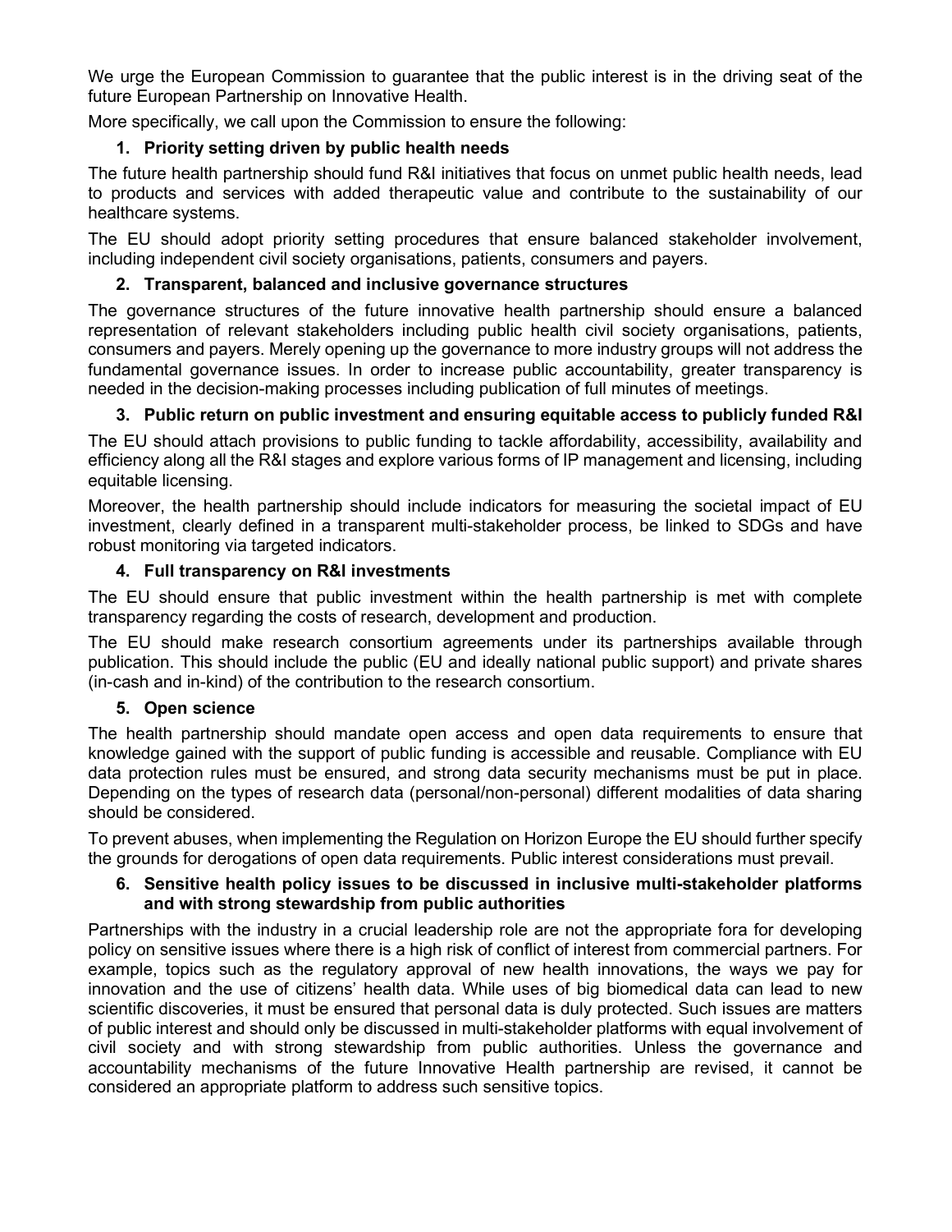We urge the European Commission to guarantee that the public interest is in the driving seat of the future European Partnership on Innovative Health.

More specifically, we call upon the Commission to ensure the following:

1. **Priority setting driven by public health needs**

The future health partnership should fund R&I initiatives that focus on unmet public health needs, lead to products and services with added therapeutic value and contribute to the sustainability of our healthcare systems.

The EU should adopt priority setting procedures that ensure balanced stakeholder involvement, including independent civil society organisations, patients, consumers and payers.

2. **Transparent, balanced and inclusive governance structures**

The governance structures of the future innovative health partnership should ensure a balanced representation of relevant stakeholders including public health civil society organisations, patients, consumers and payers. Merely opening up the governance to more industry groups will not address the fundamental governance issues. In order to increase public accountability, greater transparency is needed in the decision-making processes including publication of full minutes of meetings.

3. **Public return on public investment and ensuring equitable access to publicly funded R&I**

The EU should attach provisions to public funding to tackle affordability, accessibility, availability and efficiency along all the R&I stages and explore various forms of IP management and licensing, including equitable licensing.

Moreover, the health partnership should include indicators for measuring the societal impact of EU investment, clearly defined in a transparent multi-stakeholder process, be linked to SDGs and have robust monitoring via targeted indicators.

4. **Full transparency on R&I investments**

The EU should ensure that public investment within the health partnership is met with complete transparency regarding the costs of research, development and production.

The EU should make research consortium agreements under its partnerships available through publication. This should include the public (EU and ideally national public support) and private shares (in-cash and in-kind) of the contribution to the research consortium.

5. **Open science**

The health partnership should mandate open access and open data requirements to ensure that knowledge gained with the support of public funding is accessible and reusable. Compliance with EU data protection rules must be ensured, and strong data security mechanisms must be put in place. Depending on the types of research data (personal/non-personal) different modalities of data sharing should be considered.

To prevent abuses, when implementing the Regulation on Horizon Europe the EU should further specify the grounds for derogations of open data requirements. Public interest considerations must prevail.

6. **Sensitive health policy issues to be discussed in inclusive multi-stakeholder platforms and with strong stewardship from public authorities**

Partnerships with the industry in a crucial leadership role are not the appropriate fora for developing policy on sensitive issues where there is a high risk of conflict of interest from commercial partners. For example, topics such as the regulatory approval of new health innovations, the ways we pay for innovation and the use of citizens' health data. While uses of big biomedical data can lead to new scientific discoveries, it must be ensured that personal data is duly protected. Such issues are matters of public interest and should only be discussed in multi-stakeholder platforms with equal involvement of civil society and with strong stewardship from public authorities. Unless the governance and accountability mechanisms of the future Innovative Health partnership are revised, it cannot be considered an appropriate platform to address such sensitive topics.